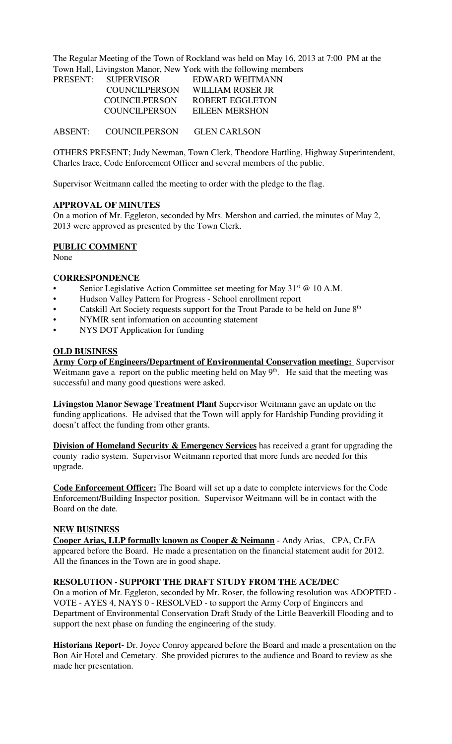The Regular Meeting of the Town of Rockland was held on May 16, 2013 at 7:00 PM at the Town Hall, Livingston Manor, New York with the following members

| PRESENT: | SUPERVISOR | EDWARD WEITMANN |
|---|---|---|
| | COUNCILPERSON | WILLIAM ROSER JR |
| | COUNCILPERSON | ROBERT EGGLETON |
| | COUNCILPERSON | EILEEN MERSHON |
| ABSENT: | COUNCILPERSON | GLEN CARLSON |

OTHERS PRESENT; Judy Newman, Town Clerk, Theodore Hartling, Highway Superintendent, Charles Irace, Code Enforcement Officer and several members of the public.

Supervisor Weitmann called the meeting to order with the pledge to the flag.

**APPROVAL OF MINUTES**

On a motion of Mr. Eggleton, seconded by Mrs. Mershon and carried, the minutes of May 2, 2013 were approved as presented by the Town Clerk.

**PUBLIC COMMENT**

None

**CORRESPONDENCE**

- Senior Legislative Action Committee set meeting for May 31st @ 10 A.M.
- Hudson Valley Pattern for Progress - School enrollment report
- Catskill Art Society requests support for the Trout Parade to be held on June 8th
- NYMIR sent information on accounting statement
- NYS DOT Application for funding

**OLD BUSINESS**

**Army Corp of Engineers/Department of Environmental Conservation meeting:** Supervisor Weitmann gave a report on the public meeting held on May 9th. He said that the meeting was successful and many good questions were asked.

**Livingston Manor Sewage Treatment Plant** Supervisor Weitmann gave an update on the funding applications. He advised that the Town will apply for Hardship Funding providing it doesn't affect the funding from other grants.

**Division of Homeland Security & Emergency Services** has received a grant for upgrading the county radio system. Supervisor Weitmann reported that more funds are needed for this upgrade.

**Code Enforcement Officer:** The Board will set up a date to complete interviews for the Code Enforcement/Building Inspector position. Supervisor Weitmann will be in contact with the Board on the date.

**NEW BUSINESS**

**Cooper Arias, LLP formally known as Cooper & Neimann** - Andy Arias, CPA, Cr.FA appeared before the Board. He made a presentation on the financial statement audit for 2012. All the finances in the Town are in good shape.

**RESOLUTION - SUPPORT THE DRAFT STUDY FROM THE ACE/DEC**

On a motion of Mr. Eggleton, seconded by Mr. Roser, the following resolution was ADOPTED - VOTE - AYES 4, NAYS 0 - RESOLVED - to support the Army Corp of Engineers and Department of Environmental Conservation Draft Study of the Little Beaverkill Flooding and to support the next phase on funding the engineering of the study.

**Historians Report-** Dr. Joyce Conroy appeared before the Board and made a presentation on the Bon Air Hotel and Cemetary. She provided pictures to the audience and Board to review as she made her presentation.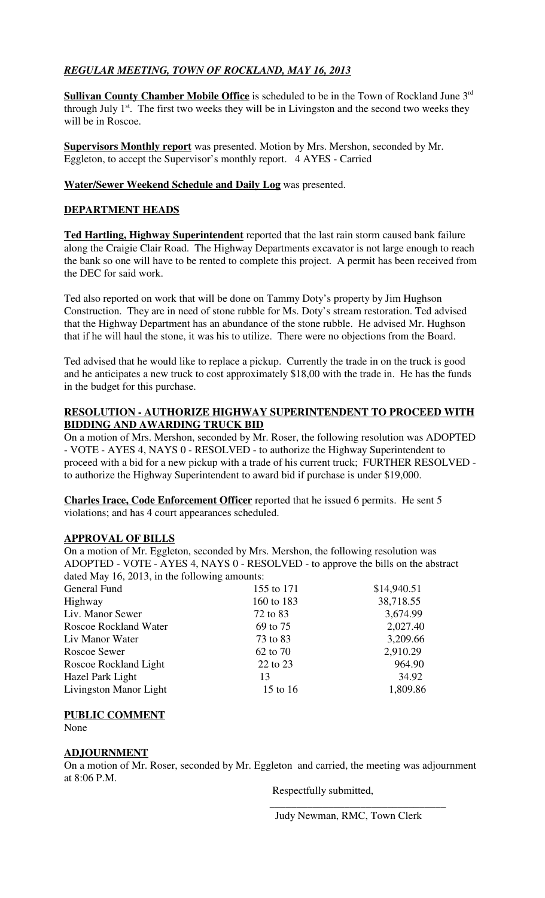*REGULAR MEETING, TOWN OF ROCKLAND, MAY 16, 2013*

**Sullivan County Chamber Mobile Office** is scheduled to be in the Town of Rockland June 3rd through July 1st. The first two weeks they will be in Livingston and the second two weeks they will be in Roscoe.

**Supervisors Monthly report** was presented. Motion by Mrs. Mershon, seconded by Mr. Eggleton, to accept the Supervisor's monthly report. 4 AYES - Carried

**Water/Sewer Weekend Schedule and Daily Log** was presented.

## DEPARTMENT HEADS

**Ted Hartling, Highway Superintendent** reported that the last rain storm caused bank failure along the Craigie Clair Road. The Highway Departments excavator is not large enough to reach the bank so one will have to be rented to complete this project. A permit has been received from the DEC for said work.

Ted also reported on work that will be done on Tammy Doty's property by Jim Hughson Construction. They are in need of stone rubble for Ms. Doty's stream restoration. Ted advised that the Highway Department has an abundance of the stone rubble. He advised Mr. Hughson that if he will haul the stone, it was his to utilize. There were no objections from the Board.

Ted advised that he would like to replace a pickup. Currently the trade in on the truck is good and he anticipates a new truck to cost approximately $18,00 with the trade in. He has the funds in the budget for this purchase.

## RESOLUTION - AUTHORIZE HIGHWAY SUPERINTENDENT TO PROCEED WITH BIDDING AND AWARDING TRUCK BID

On a motion of Mrs. Mershon, seconded by Mr. Roser, the following resolution was ADOPTED - VOTE - AYES 4, NAYS 0 - RESOLVED - to authorize the Highway Superintendent to proceed with a bid for a new pickup with a trade of his current truck; FURTHER RESOLVED - to authorize the Highway Superintendent to award bid if purchase is under $19,000.

**Charles Irace, Code Enforcement Officer** reported that he issued 6 permits. He sent 5 violations; and has 4 court appearances scheduled.

## APPROVAL OF BILLS

On a motion of Mr. Eggleton, seconded by Mrs. Mershon, the following resolution was ADOPTED - VOTE - AYES 4, NAYS 0 - RESOLVED - to approve the bills on the abstract dated May 16, 2013, in the following amounts:

| | | |
|---|---|---|
| General Fund | 155 to 171 | $14,940.51 |
| Highway | 160 to 183 | 38,718.55 |
| Liv. Manor Sewer | 72 to 83 | 3,674.99 |
| Roscoe Rockland Water | 69 to 75 | 2,027.40 |
| Liv Manor Water | 73 to 83 | 3,209.66 |
| Roscoe Sewer | 62 to 70 | 2,910.29 |
| Roscoe Rockland Light | 22 to 23 | 964.90 |
| Hazel Park Light | 13 | 34.92 |
| Livingston Manor Light | 15 to 16 | 1,809.86 |

## PUBLIC COMMENT

None

## ADJOURNMENT

On a motion of Mr. Roser, seconded by Mr. Eggleton and carried, the meeting was adjournment at 8:06 P.M.

Respectfully submitted,

\_\_\_\_\_\_\_\_\_\_\_\_\_\_\_\_\_\_\_\_\_\_\_\_\_\_\_\_\_\_\_\_\_\_

Judy Newman, RMC, Town Clerk